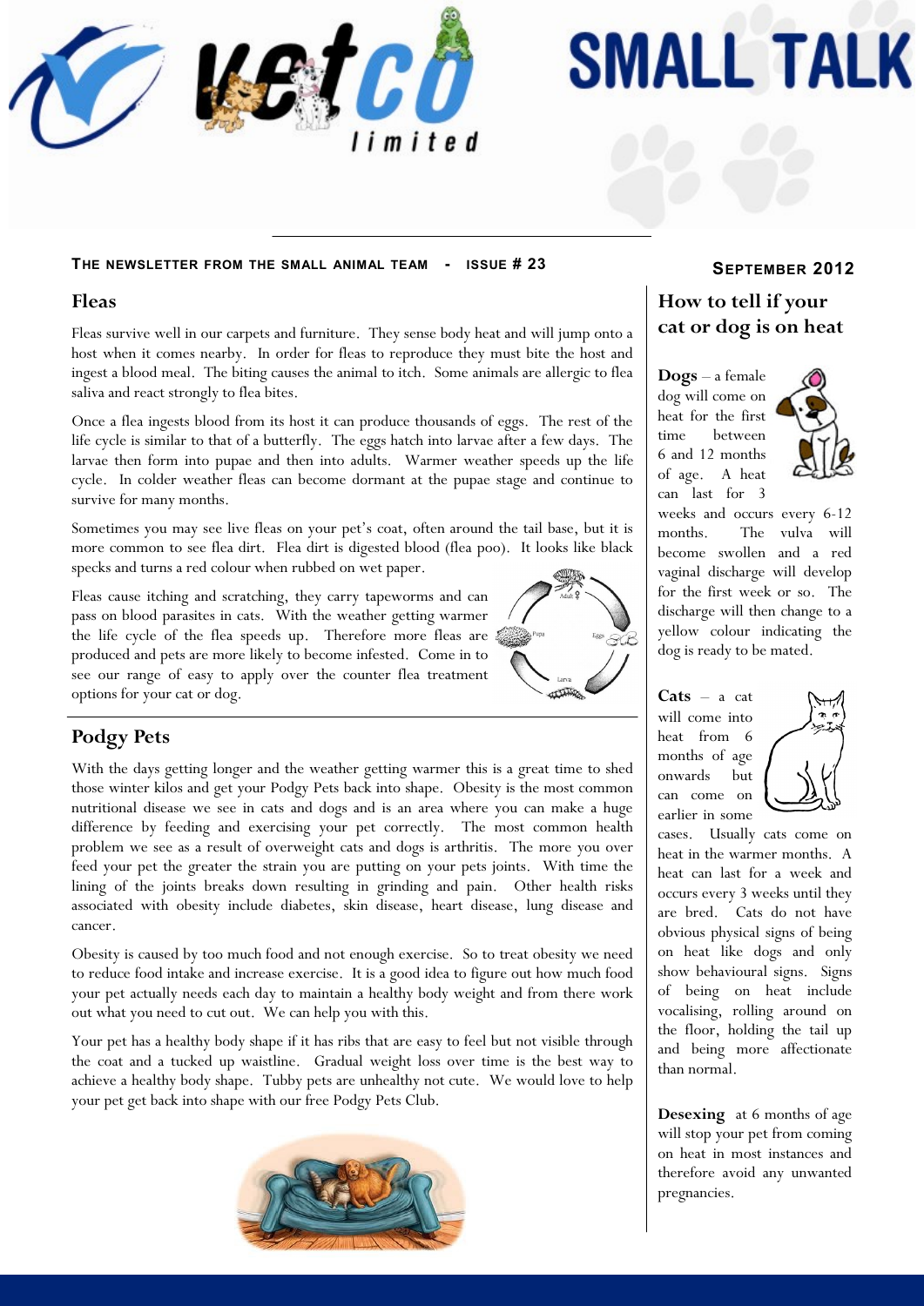# SMALL TALK

**THE NEWSLETTER FROM THE SMALL ANIMAL TEAM - ISSUE # 23**

**SEPTEMBER 2012**

## Fleas

Fleas survive well in our carpets and furniture. They sense body heat and will jump onto a host when it comes nearby. In order for fleas to reproduce they must bite the host and ingest a blood meal. The biting causes the animal to itch. Some animals are allergic to flea saliva and react strongly to flea bites.

Once a flea ingests blood from its host it can produce thousands of eggs. The rest of the life cycle is similar to that of a butterfly. The eggs hatch into larvae after a few days. The larvae then form into pupae and then into adults. Warmer weather speeds up the life cycle. In colder weather fleas can become dormant at the pupae stage and continue to survive for many months.

Sometimes you may see live fleas on your pet's coat, often around the tail base, but it is more common to see flea dirt. Flea dirt is digested blood (flea poo). It looks like black specks and turns a red colour when rubbed on wet paper.

Fleas cause itching and scratching, they carry tapeworms and can pass on blood parasites in cats. With the weather getting warmer the life cycle of the flea speeds up. Therefore more fleas are produced and pets are more likely to become infested. Come in to see our range of easy to apply over the counter flea treatment options for your cat or dog.

## Podgy Pets

With the days getting longer and the weather getting warmer this is a great time to shed those winter kilos and get your Podgy Pets back into shape. Obesity is the most common nutritional disease we see in cats and dogs and is an area where you can make a huge difference by feeding and exercising your pet correctly. The most common health problem we see as a result of overweight cats and dogs is arthritis. The more you over feed your pet the greater the strain you are putting on your pets joints. With time the lining of the joints breaks down resulting in grinding and pain. Other health risks associated with obesity include diabetes, skin disease, heart disease, lung disease and cancer.

Obesity is caused by too much food and not enough exercise. So to treat obesity we need to reduce food intake and increase exercise. It is a good idea to figure out how much food your pet actually needs each day to maintain a healthy body weight and from there work out what you need to cut out. We can help you with this.

Your pet has a healthy body shape if it has ribs that are easy to feel but not visible through the coat and a tucked up waistline. Gradual weight loss over time is the best way to achieve a healthy body shape. Tubby pets are unhealthy not cute. We would love to help your pet get back into shape with our free Podgy Pets Club.

## How to tell if your cat or dog is on heat

**Dogs** – a female dog will come on heat for the first time between 6 and 12 months of age. A heat can last for 3 weeks and occurs every 6-12 months. The vulva will become swollen and a red vaginal discharge will develop for the first week or so. The discharge will then change to a yellow colour indicating the dog is ready to be mated.

**Cats** – a cat will come into heat from 6 months of age onwards but can come on earlier in some cases. Usually cats come on heat in the warmer months. A heat can last for a week and occurs every 3 weeks until they are bred. Cats do not have obvious physical signs of being on heat like dogs and only show behavioural signs. Signs of being on heat include vocalising, rolling around on the floor, holding the tail up and being more affectionate than normal.

**Desexing** at 6 months of age will stop your pet from coming on heat in most instances and therefore avoid any unwanted pregnancies.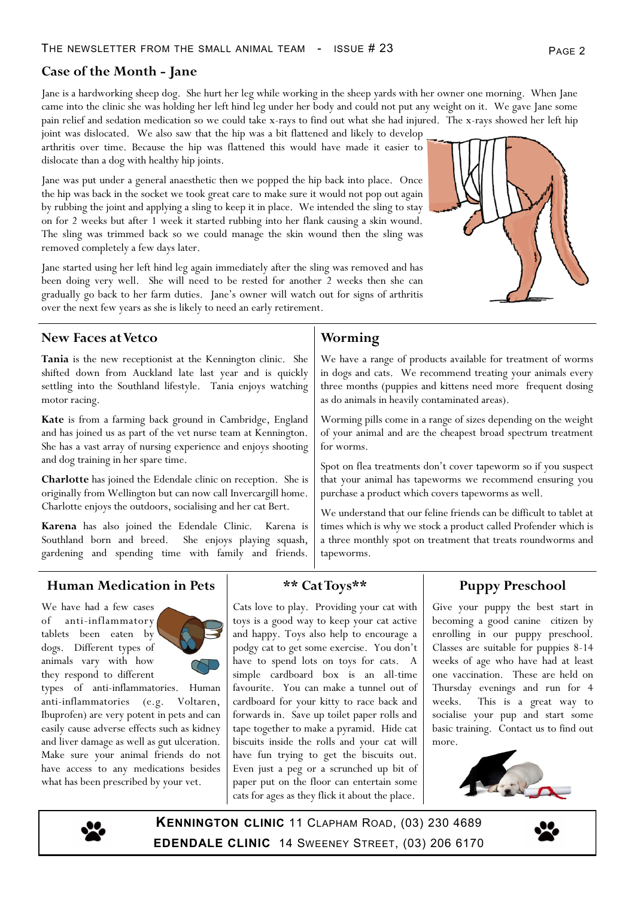## Case of the Month - Jane

Jane is a hardworking sheep dog. She hurt her leg while working in the sheep yards with her owner one morning. When Jane came into the clinic she was holding her left hind leg under her body and could not put any weight on it. We gave Jane some pain relief and sedation medication so we could take x-rays to find out what she had injured. The x-rays showed her left hip joint was dislocated. We also saw that the hip was a bit flattened and likely to develop arthritis over time. Because the hip was flattened this would have made it easier to dislocate than a dog with healthy hip joints.

Jane was put under a general anaesthetic then we popped the hip back into place. Once the hip was back in the socket we took great care to make sure it would not pop out again by rubbing the joint and applying a sling to keep it in place. We intended the sling to stay on for 2 weeks but after 1 week it started rubbing into her flank causing a skin wound. The sling was trimmed back so we could manage the skin wound then the sling was removed completely a few days later.

Jane started using her left hind leg again immediately after the sling was removed and has been doing very well. She will need to be rested for another 2 weeks then she can gradually go back to her farm duties. Jane's owner will watch out for signs of arthritis over the next few years as she is likely to need an early retirement.

## New Faces at Vetco

**Tania** is the new receptionist at the Kennington clinic. She shifted down from Auckland late last year and is quickly settling into the Southland lifestyle. Tania enjoys watching motor racing.

**Kate** is from a farming back ground in Cambridge, England and has joined us as part of the vet nurse team at Kennington. She has a vast array of nursing experience and enjoys shooting and dog training in her spare time.

**Charlotte** has joined the Edendale clinic on reception. She is originally from Wellington but can now call Invercargill home. Charlotte enjoys the outdoors, socialising and her cat Bert.

**Karena** has also joined the Edendale Clinic. Karena is Southland born and breed. She enjoys playing squash, gardening and spending time with family and friends.

## Worming

We have a range of products available for treatment of worms in dogs and cats. We recommend treating your animals every three months (puppies and kittens need more frequent dosing as do animals in heavily contaminated areas).

Worming pills come in a range of sizes depending on the weight of your animal and are the cheapest broad spectrum treatment for worms.

Spot on flea treatments don't cover tapeworm so if you suspect that your animal has tapeworms we recommend ensuring you purchase a product which covers tapeworms as well.

We understand that our feline friends can be difficult to tablet at times which is why we stock a product called Profender which is a three monthly spot on treatment that treats roundworms and tapeworms.

## Human Medication in Pets

We have had a few cases of anti-inflammatory tablets been eaten by dogs. Different types of animals vary with how they respond to different types of anti-inflammatories. Human anti-inflammatories (e.g. Voltaren, Ibuprofen) are very potent in pets and can easily cause adverse effects such as kidney and liver damage as well as gut ulceration. Make sure your animal friends do not have access to any medications besides what has been prescribed by your vet.

## ** Cat Toys**

Cats love to play. Providing your cat with toys is a good way to keep your cat active and happy. Toys also help to encourage a podgy cat to get some exercise. You don't have to spend lots on toys for cats. A simple cardboard box is an all-time favourite. You can make a tunnel out of cardboard for your kitty to race back and forwards in. Save up toilet paper rolls and tape together to make a pyramid. Hide cat biscuits inside the rolls and your cat will have fun trying to get the biscuits out. Even just a peg or a scrunched up bit of paper put on the floor can entertain some cats for ages as they flick it about the place.

## Puppy Preschool

Give your puppy the best start in becoming a good canine citizen by enrolling in our puppy preschool. Classes are suitable for puppies 8-14 weeks of age who have had at least one vaccination. These are held on Thursday evenings and run for 4 weeks. This is a great way to socialise your pup and start some basic training. Contact us to find out more.

**KENNINGTON CLINIC** 11 CLAPHAM ROAD, (03) 230 4689

**EDENDALE CLINIC** 14 SWEENEY STREET, (03) 206 6170